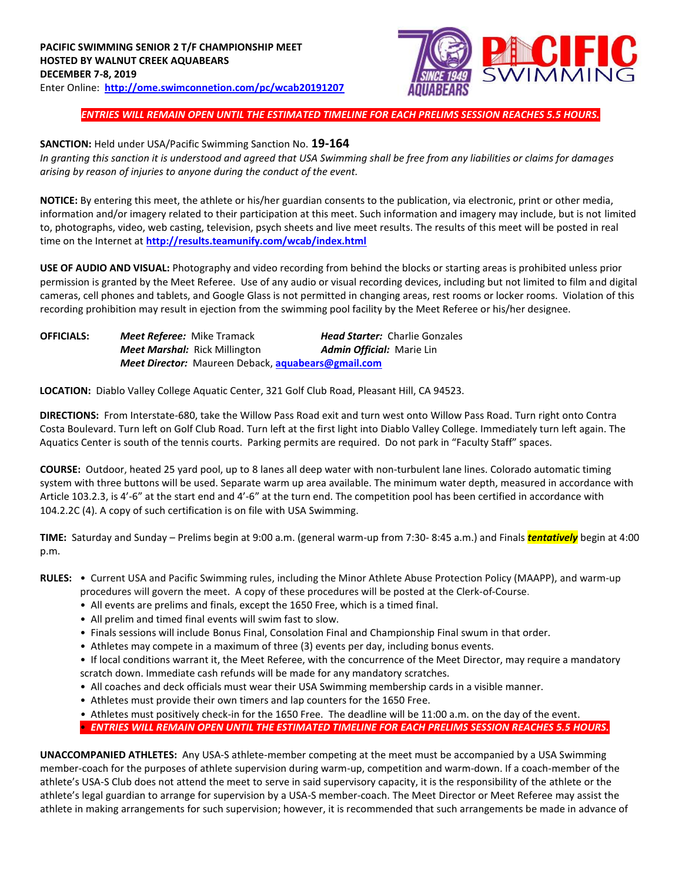**PACIFIC SWIMMING SENIOR 2 T/F CHAMPIONSHIP MEET**
**HOSTED BY WALNUT CREEK AQUABEARS**
**DECEMBER 7-8, 2019**
Enter Online: **http://ome.swimconnetion.com/pc/wcab20191207**

***ENTRIES WILL REMAIN OPEN UNTIL THE ESTIMATED TIMELINE FOR EACH PRELIMS SESSION REACHES 5.5 HOURS.***

**SANCTION:** Held under USA/Pacific Swimming Sanction No. **19-164**
*In granting this sanction it is understood and agreed that USA Swimming shall be free from any liabilities or claims for damages arising by reason of injuries to anyone during the conduct of the event.*

**NOTICE:** By entering this meet, the athlete or his/her guardian consents to the publication, via electronic, print or other media, information and/or imagery related to their participation at this meet. Such information and imagery may include, but is not limited to, photographs, video, web casting, television, psych sheets and live meet results. The results of this meet will be posted in real time on the Internet at **http://results.teamunify.com/wcab/index.html**

**USE OF AUDIO AND VISUAL:** Photography and video recording from behind the blocks or starting areas is prohibited unless prior permission is granted by the Meet Referee. Use of any audio or visual recording devices, including but not limited to film and digital cameras, cell phones and tablets, and Google Glass is not permitted in changing areas, rest rooms or locker rooms. Violation of this recording prohibition may result in ejection from the swimming pool facility by the Meet Referee or his/her designee.

**OFFICIALS:**
***Meet Referee:*** Mike Tramack — ***Head Starter:*** Charlie Gonzales
***Meet Marshal:*** Rick Millington — ***Admin Official:*** Marie Lin
***Meet Director:*** Maureen Deback, **aquabears@gmail.com**

**LOCATION:** Diablo Valley College Aquatic Center, 321 Golf Club Road, Pleasant Hill, CA 94523.

**DIRECTIONS:** From Interstate-680, take the Willow Pass Road exit and turn west onto Willow Pass Road. Turn right onto Contra Costa Boulevard. Turn left on Golf Club Road. Turn left at the first light into Diablo Valley College. Immediately turn left again. The Aquatics Center is south of the tennis courts. Parking permits are required. Do not park in "Faculty Staff" spaces.

**COURSE:** Outdoor, heated 25 yard pool, up to 8 lanes all deep water with non-turbulent lane lines. Colorado automatic timing system with three buttons will be used. Separate warm up area available. The minimum water depth, measured in accordance with Article 103.2.3, is 4'-6" at the start end and 4'-6" at the turn end. The competition pool has been certified in accordance with 104.2.2C (4). A copy of such certification is on file with USA Swimming.

**TIME:** Saturday and Sunday – Prelims begin at 9:00 a.m. (general warm-up from 7:30- 8:45 a.m.) and Finals ***tentatively*** begin at 4:00 p.m.

**RULES:**
- Current USA and Pacific Swimming rules, including the Minor Athlete Abuse Protection Policy (MAAPP), and warm-up procedures will govern the meet. A copy of these procedures will be posted at the Clerk-of-Course.
- All events are prelims and finals, except the 1650 Free, which is a timed final.
- All prelim and timed final events will swim fast to slow.
- Finals sessions will include Bonus Final, Consolation Final and Championship Final swum in that order.
- Athletes may compete in a maximum of three (3) events per day, including bonus events.
- If local conditions warrant it, the Meet Referee, with the concurrence of the Meet Director, may require a mandatory scratch down. Immediate cash refunds will be made for any mandatory scratches.
- All coaches and deck officials must wear their USA Swimming membership cards in a visible manner.
- Athletes must provide their own timers and lap counters for the 1650 Free.
- Athletes must positively check-in for the 1650 Free. The deadline will be 11:00 a.m. on the day of the event.
- ***ENTRIES WILL REMAIN OPEN UNTIL THE ESTIMATED TIMELINE FOR EACH PRELIMS SESSION REACHES 5.5 HOURS.***

**UNACCOMPANIED ATHLETES:** Any USA-S athlete-member competing at the meet must be accompanied by a USA Swimming member-coach for the purposes of athlete supervision during warm-up, competition and warm-down. If a coach-member of the athlete's USA-S Club does not attend the meet to serve in said supervisory capacity, it is the responsibility of the athlete or the athlete's legal guardian to arrange for supervision by a USA-S member-coach. The Meet Director or Meet Referee may assist the athlete in making arrangements for such supervision; however, it is recommended that such arrangements be made in advance of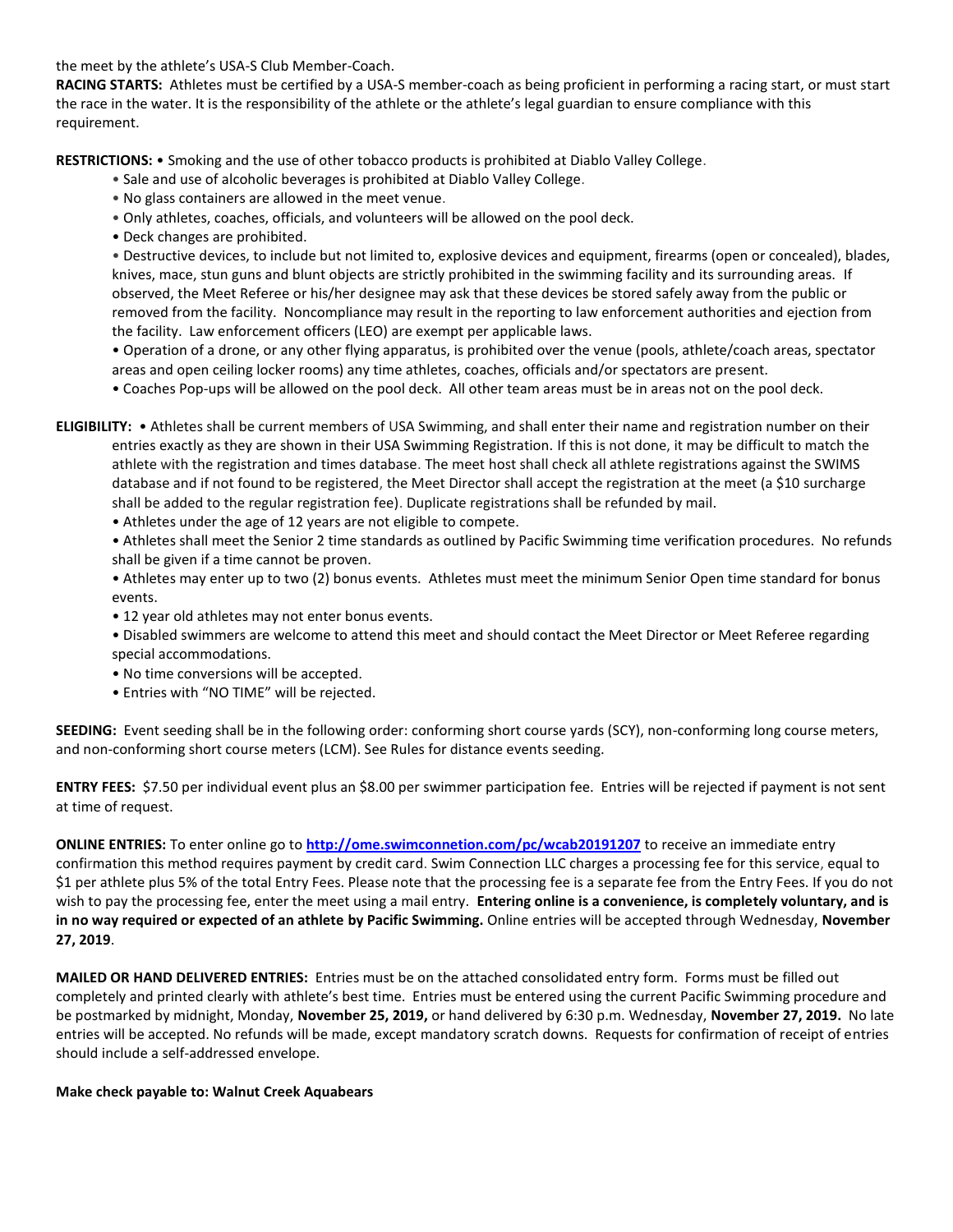the meet by the athlete's USA-S Club Member-Coach.

**RACING STARTS:** Athletes must be certified by a USA-S member-coach as being proficient in performing a racing start, or must start the race in the water. It is the responsibility of the athlete or the athlete's legal guardian to ensure compliance with this requirement.

**RESTRICTIONS:**
- Smoking and the use of other tobacco products is prohibited at Diablo Valley College.
- Sale and use of alcoholic beverages is prohibited at Diablo Valley College.
- No glass containers are allowed in the meet venue.
- Only athletes, coaches, officials, and volunteers will be allowed on the pool deck.
- Deck changes are prohibited.
- Destructive devices, to include but not limited to, explosive devices and equipment, firearms (open or concealed), blades, knives, mace, stun guns and blunt objects are strictly prohibited in the swimming facility and its surrounding areas. If observed, the Meet Referee or his/her designee may ask that these devices be stored safely away from the public or removed from the facility. Noncompliance may result in the reporting to law enforcement authorities and ejection from the facility. Law enforcement officers (LEO) are exempt per applicable laws.
- Operation of a drone, or any other flying apparatus, is prohibited over the venue (pools, athlete/coach areas, spectator areas and open ceiling locker rooms) any time athletes, coaches, officials and/or spectators are present.
- Coaches Pop-ups will be allowed on the pool deck. All other team areas must be in areas not on the pool deck.

**ELIGIBILITY:**
- Athletes shall be current members of USA Swimming, and shall enter their name and registration number on their entries exactly as they are shown in their USA Swimming Registration. If this is not done, it may be difficult to match the athlete with the registration and times database. The meet host shall check all athlete registrations against the SWIMS database and if not found to be registered, the Meet Director shall accept the registration at the meet (a $10 surcharge shall be added to the regular registration fee). Duplicate registrations shall be refunded by mail.
- Athletes under the age of 12 years are not eligible to compete.
- Athletes shall meet the Senior 2 time standards as outlined by Pacific Swimming time verification procedures. No refunds shall be given if a time cannot be proven.
- Athletes may enter up to two (2) bonus events. Athletes must meet the minimum Senior Open time standard for bonus events.
- 12 year old athletes may not enter bonus events.
- Disabled swimmers are welcome to attend this meet and should contact the Meet Director or Meet Referee regarding special accommodations.
- No time conversions will be accepted.
- Entries with "NO TIME" will be rejected.

**SEEDING:** Event seeding shall be in the following order: conforming short course yards (SCY), non-conforming long course meters, and non-conforming short course meters (LCM). See Rules for distance events seeding.

**ENTRY FEES:** $7.50 per individual event plus an $8.00 per swimmer participation fee. Entries will be rejected if payment is not sent at time of request.

**ONLINE ENTRIES:** To enter online go to **http://ome.swimconnetion.com/pc/wcab20191207** to receive an immediate entry confirmation this method requires payment by credit card. Swim Connection LLC charges a processing fee for this service, equal to $1 per athlete plus 5% of the total Entry Fees. Please note that the processing fee is a separate fee from the Entry Fees. If you do not wish to pay the processing fee, enter the meet using a mail entry. **Entering online is a convenience, is completely voluntary, and is in no way required or expected of an athlete by Pacific Swimming.** Online entries will be accepted through Wednesday, **November 27, 2019**.

**MAILED OR HAND DELIVERED ENTRIES:** Entries must be on the attached consolidated entry form. Forms must be filled out completely and printed clearly with athlete's best time. Entries must be entered using the current Pacific Swimming procedure and be postmarked by midnight, Monday, **November 25, 2019,** or hand delivered by 6:30 p.m. Wednesday, **November 27, 2019.** No late entries will be accepted. No refunds will be made, except mandatory scratch downs. Requests for confirmation of receipt of entries should include a self-addressed envelope.

**Make check payable to: Walnut Creek Aquabears**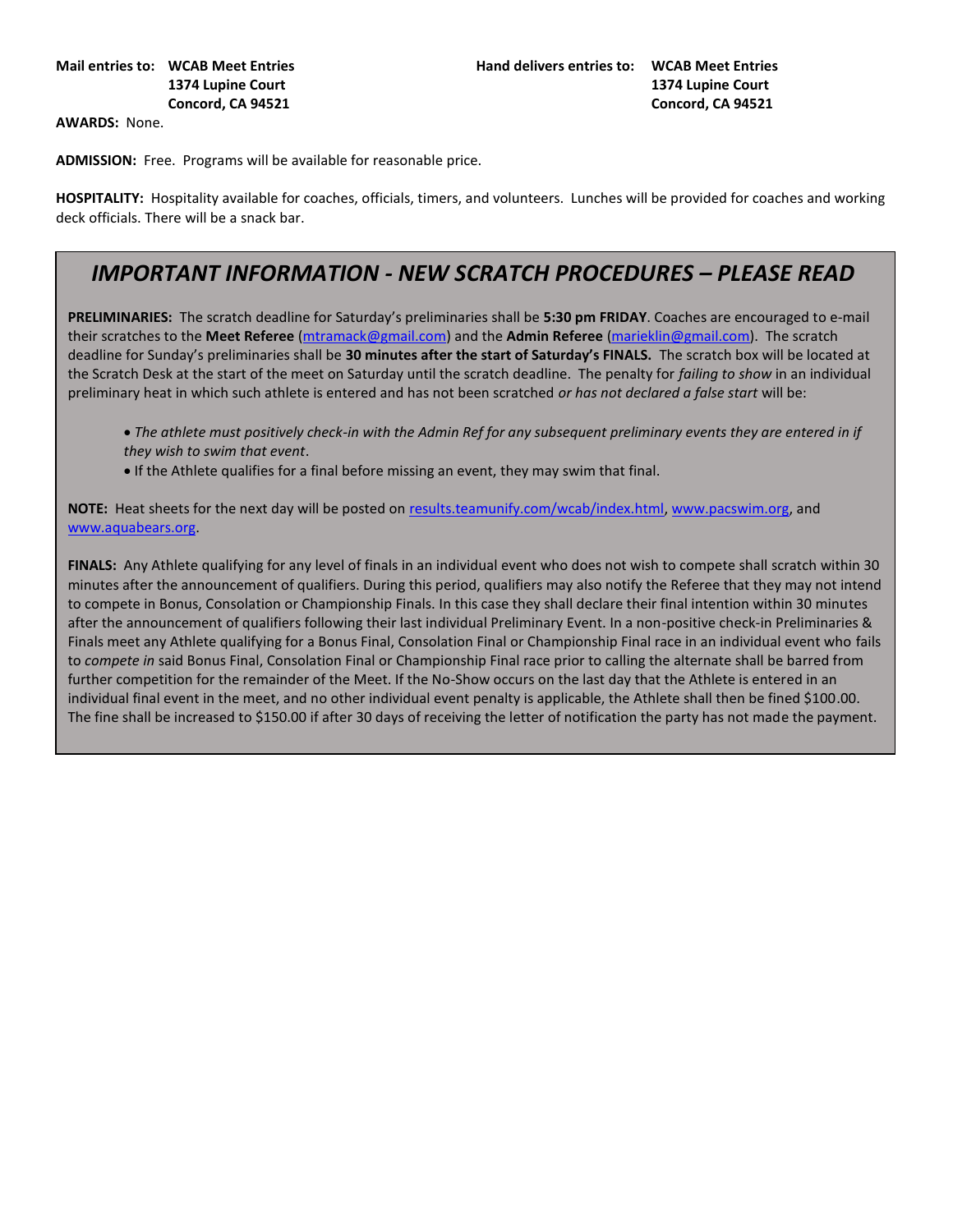**Mail entries to:** **WCAB Meet Entries**
**1374 Lupine Court**
**Concord, CA 94521**

**Hand delivers entries to:** **WCAB Meet Entries**
**1374 Lupine Court**
**Concord, CA 94521**

**AWARDS:** None.

**ADMISSION:** Free. Programs will be available for reasonable price.

**HOSPITALITY:** Hospitality available for coaches, officials, timers, and volunteers. Lunches will be provided for coaches and working deck officials. There will be a snack bar.

## *IMPORTANT INFORMATION - NEW SCRATCH PROCEDURES – PLEASE READ*

**PRELIMINARIES:** The scratch deadline for Saturday's preliminaries shall be **5:30 pm FRIDAY**. Coaches are encouraged to e-mail their scratches to the **Meet Referee** (mtramack@gmail.com) and the **Admin Referee** (marieklin@gmail.com). The scratch deadline for Sunday's preliminaries shall be **30 minutes after the start of Saturday's FINALS.** The scratch box will be located at the Scratch Desk at the start of the meet on Saturday until the scratch deadline. The penalty for *failing to show* in an individual preliminary heat in which such athlete is entered and has not been scratched *or has not declared a false start* will be:

- *The athlete must positively check-in with the Admin Ref for any subsequent preliminary events they are entered in if they wish to swim that event*.
- If the Athlete qualifies for a final before missing an event, they may swim that final.

**NOTE:** Heat sheets for the next day will be posted on results.teamunify.com/wcab/index.html, www.pacswim.org, and www.aquabears.org.

**FINALS:** Any Athlete qualifying for any level of finals in an individual event who does not wish to compete shall scratch within 30 minutes after the announcement of qualifiers. During this period, qualifiers may also notify the Referee that they may not intend to compete in Bonus, Consolation or Championship Finals. In this case they shall declare their final intention within 30 minutes after the announcement of qualifiers following their last individual Preliminary Event. In a non-positive check-in Preliminaries & Finals meet any Athlete qualifying for a Bonus Final, Consolation Final or Championship Final race in an individual event who fails to *compete in* said Bonus Final, Consolation Final or Championship Final race prior to calling the alternate shall be barred from further competition for the remainder of the Meet. If the No-Show occurs on the last day that the Athlete is entered in an individual final event in the meet, and no other individual event penalty is applicable, the Athlete shall then be fined $100.00. The fine shall be increased to $150.00 if after 30 days of receiving the letter of notification the party has not made the payment.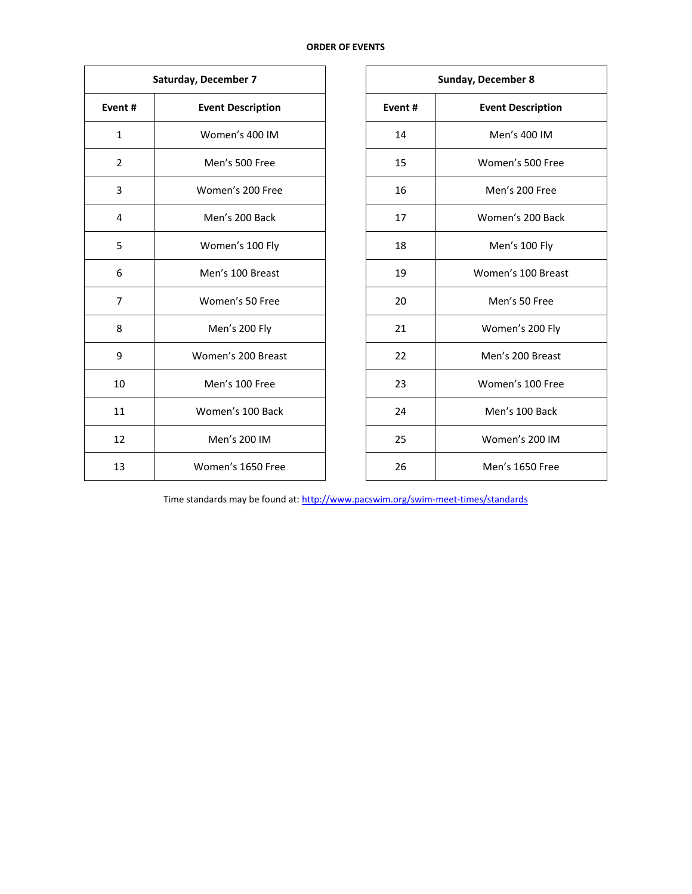**ORDER OF EVENTS**

| Saturday, December 7 | |
|---|---|
| **Event #** | **Event Description** |
| 1 | Women's 400 IM |
| 2 | Men's 500 Free |
| 3 | Women's 200 Free |
| 4 | Men's 200 Back |
| 5 | Women's 100 Fly |
| 6 | Men's 100 Breast |
| 7 | Women's 50 Free |
| 8 | Men's 200 Fly |
| 9 | Women's 200 Breast |
| 10 | Men's 100 Free |
| 11 | Women's 100 Back |
| 12 | Men's 200 IM |
| 13 | Women's 1650 Free |

| Sunday, December 8 | |
|---|---|
| **Event #** | **Event Description** |
| 14 | Men's 400 IM |
| 15 | Women's 500 Free |
| 16 | Men's 200 Free |
| 17 | Women's 200 Back |
| 18 | Men's 100 Fly |
| 19 | Women's 100 Breast |
| 20 | Men's 50 Free |
| 21 | Women's 200 Fly |
| 22 | Men's 200 Breast |
| 23 | Women's 100 Free |
| 24 | Men's 100 Back |
| 25 | Women's 200 IM |
| 26 | Men's 1650 Free |

Time standards may be found at: http://www.pacswim.org/swim-meet-times/standards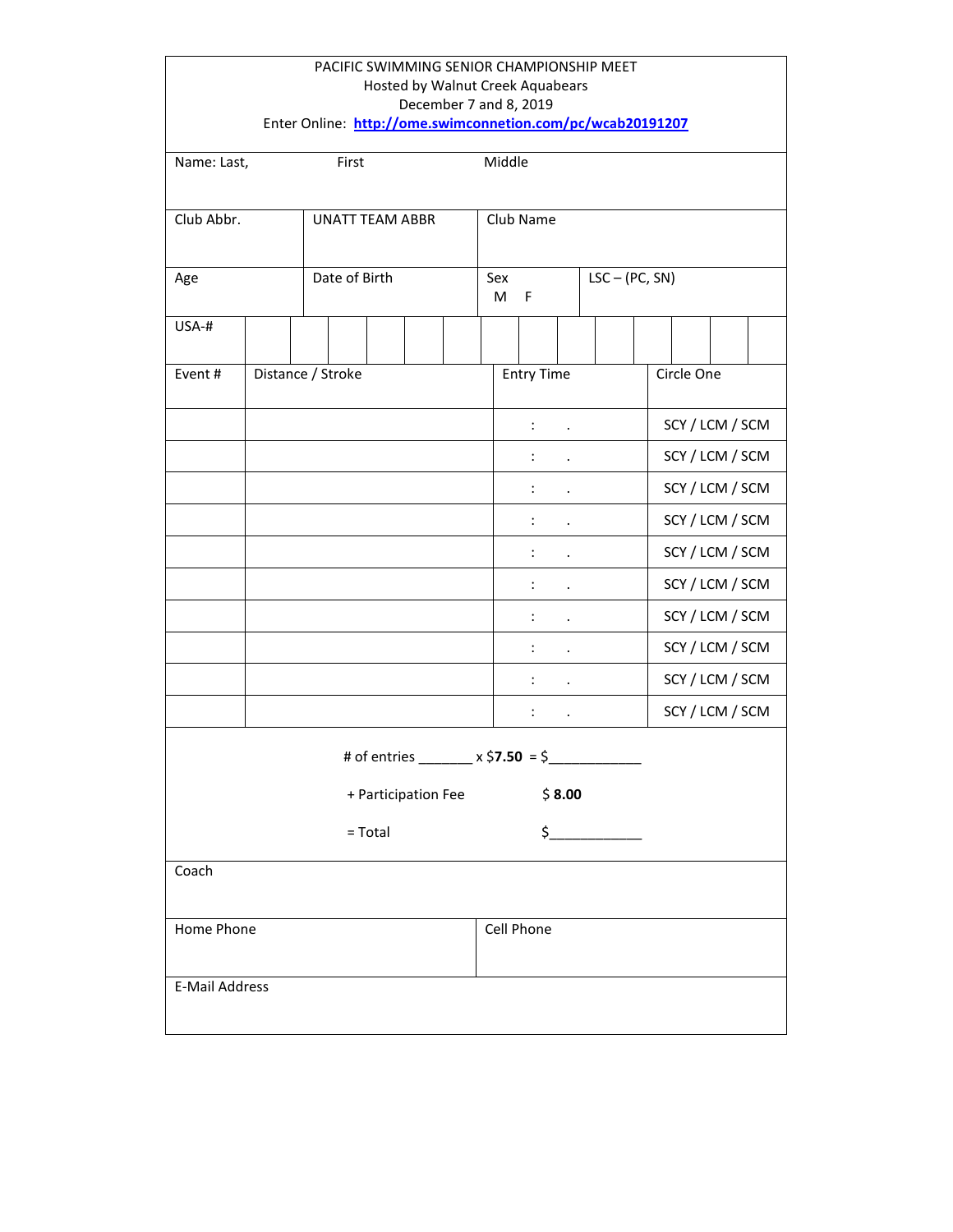PACIFIC SWIMMING SENIOR CHAMPIONSHIP MEET
Hosted by Walnut Creek Aquabears
December 7 and 8, 2019
Enter Online: **http://ome.swimconnetion.com/pc/wcab20191207**

| Name: Last, | First | Middle |
|---|---|---|
| | | |

| Club Abbr. | UNATT TEAM ABBR | Club Name |
|---|---|---|
| | | |

| Age | Date of Birth | Sex M F | LSC – (PC, SN) |
|---|---|---|---|
| | | | |

| USA-# | | | | | | | | | | | | | | |
|---|---|---|---|---|---|---|---|---|---|---|---|---|---|---|
| | | | | | | | | | | | | | | |

| Event # | Distance / Stroke | Entry Time | Circle One |
|---|---|---|---|
| | | : . | SCY / LCM / SCM |
| | | : . | SCY / LCM / SCM |
| | | : . | SCY / LCM / SCM |
| | | : . | SCY / LCM / SCM |
| | | : . | SCY / LCM / SCM |
| | | : . | SCY / LCM / SCM |
| | | : . | SCY / LCM / SCM |
| | | : . | SCY / LCM / SCM |
| | | : . | SCY / LCM / SCM |
| | | : . | SCY / LCM / SCM |

# of entries _______ x $**7.50** = $____________

+ Participation Fee $ **8.00**

= Total $____________

| Coach | |
|---|---|
| | |
| Home Phone | Cell Phone |
| | |
| E-Mail Address | |
| | |